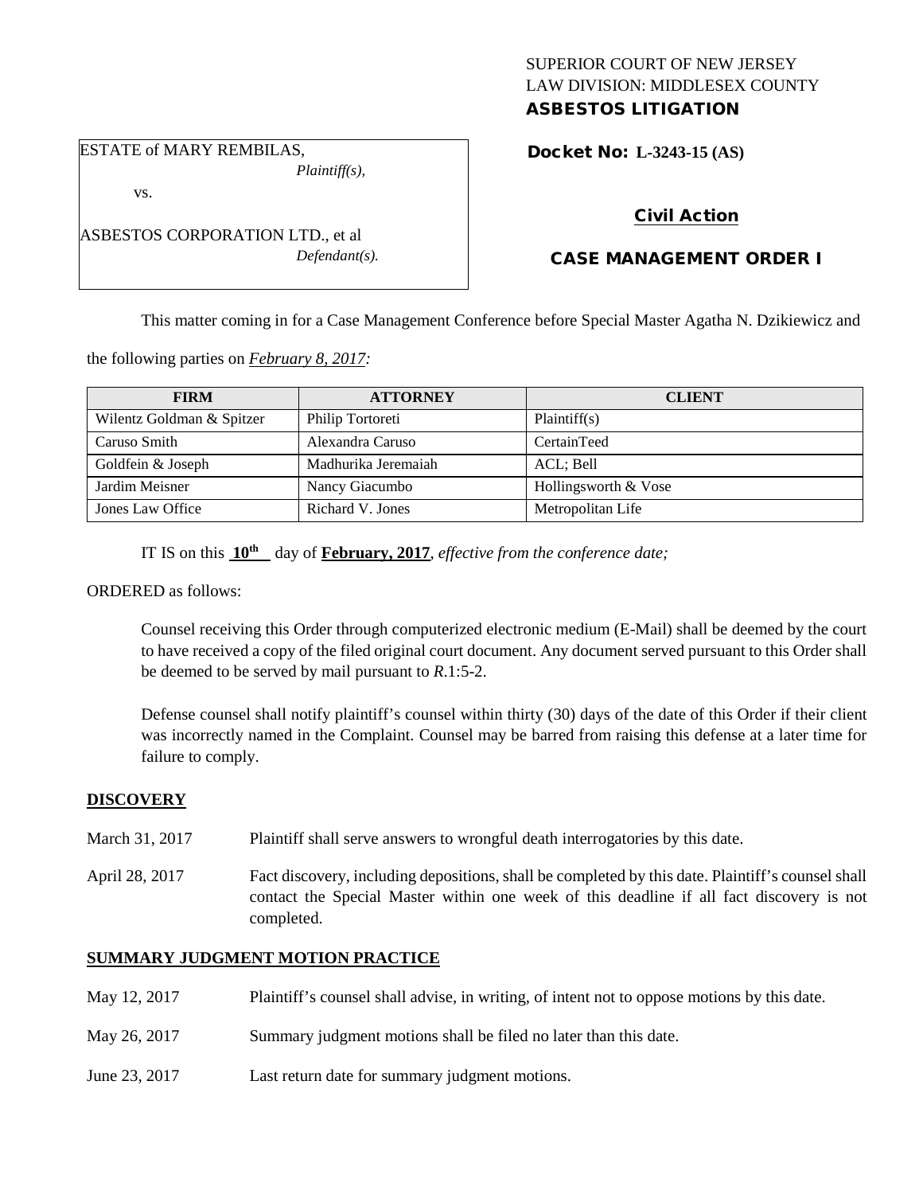SUPERIOR COURT OF NEW JERSEY
LAW DIVISION: MIDDLESEX COUNTY
**ASBESTOS LITIGATION**

ESTATE of MARY REMBILAS,
*Plaintiff(s),*
vs.
ASBESTOS CORPORATION LTD., et al
*Defendant(s).*

**Docket No: L-3243-15 (AS)**

**Civil Action**

**CASE MANAGEMENT ORDER I**

This matter coming in for a Case Management Conference before Special Master Agatha N. Dzikiewicz and the following parties on *February 8, 2017:*

| FIRM | ATTORNEY | CLIENT |
|---|---|---|
| Wilentz Goldman & Spitzer | Philip Tortoreti | Plaintiff(s) |
| Caruso Smith | Alexandra Caruso | CertainTeed |
| Goldfein & Joseph | Madhurika Jeremaiah | ACL; Bell |
| Jardim Meisner | Nancy Giacumbo | Hollingsworth & Vose |
| Jones Law Office | Richard V. Jones | Metropolitan Life |

IT IS on this **10th** day of **February, 2017**, *effective from the conference date;*

ORDERED as follows:

Counsel receiving this Order through computerized electronic medium (E-Mail) shall be deemed by the court to have received a copy of the filed original court document. Any document served pursuant to this Order shall be deemed to be served by mail pursuant to *R*.1:5-2.

Defense counsel shall notify plaintiff's counsel within thirty (30) days of the date of this Order if their client was incorrectly named in the Complaint. Counsel may be barred from raising this defense at a later time for failure to comply.

**DISCOVERY**

March 31, 2017 Plaintiff shall serve answers to wrongful death interrogatories by this date.

April 28, 2017 Fact discovery, including depositions, shall be completed by this date. Plaintiff's counsel shall contact the Special Master within one week of this deadline if all fact discovery is not completed.

**SUMMARY JUDGMENT MOTION PRACTICE**

May 12, 2017 Plaintiff's counsel shall advise, in writing, of intent not to oppose motions by this date.

May 26, 2017 Summary judgment motions shall be filed no later than this date.

June 23, 2017 Last return date for summary judgment motions.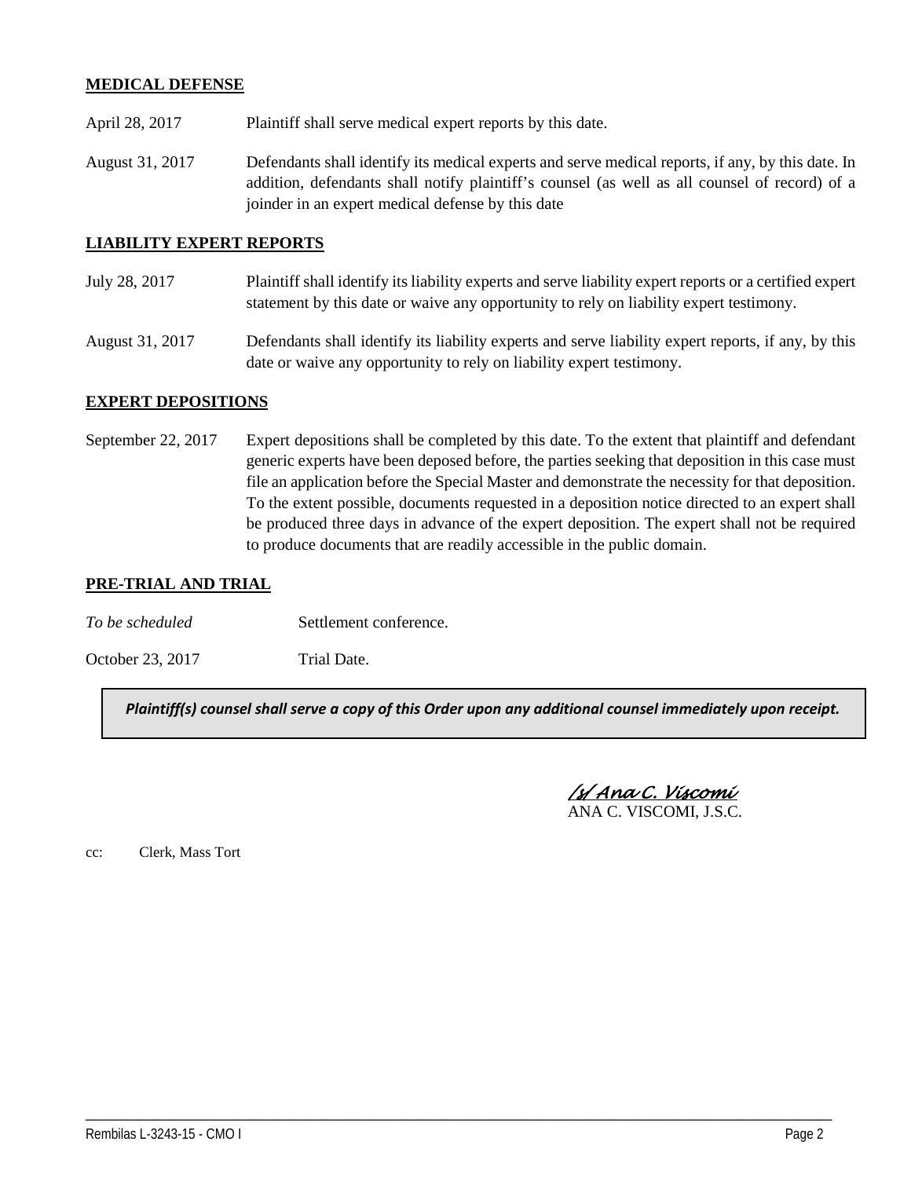## MEDICAL DEFENSE

| | |
|---|---|
| April 28, 2017 | Plaintiff shall serve medical expert reports by this date. |
| August 31, 2017 | Defendants shall identify its medical experts and serve medical reports, if any, by this date. In addition, defendants shall notify plaintiff's counsel (as well as all counsel of record) of a joinder in an expert medical defense by this date |

## LIABILITY EXPERT REPORTS

| | |
|---|---|
| July 28, 2017 | Plaintiff shall identify its liability experts and serve liability expert reports or a certified expert statement by this date or waive any opportunity to rely on liability expert testimony. |
| August 31, 2017 | Defendants shall identify its liability experts and serve liability expert reports, if any, by this date or waive any opportunity to rely on liability expert testimony. |

## EXPERT DEPOSITIONS

| | |
|---|---|
| September 22, 2017 | Expert depositions shall be completed by this date. To the extent that plaintiff and defendant generic experts have been deposed before, the parties seeking that deposition in this case must file an application before the Special Master and demonstrate the necessity for that deposition. To the extent possible, documents requested in a deposition notice directed to an expert shall be produced three days in advance of the expert deposition. The expert shall not be required to produce documents that are readily accessible in the public domain. |

## PRE-TRIAL AND TRIAL

| | |
|---|---|
| *To be scheduled* | Settlement conference. |
| October 23, 2017 | Trial Date. |

***Plaintiff(s) counsel shall serve a copy of this Order upon any additional counsel immediately upon receipt.***

*/s/ Ana C. Viscomi*
ANA C. VISCOMI, J.S.C.

cc: Clerk, Mass Tort

Rembilas L-3243-15 - CMO I